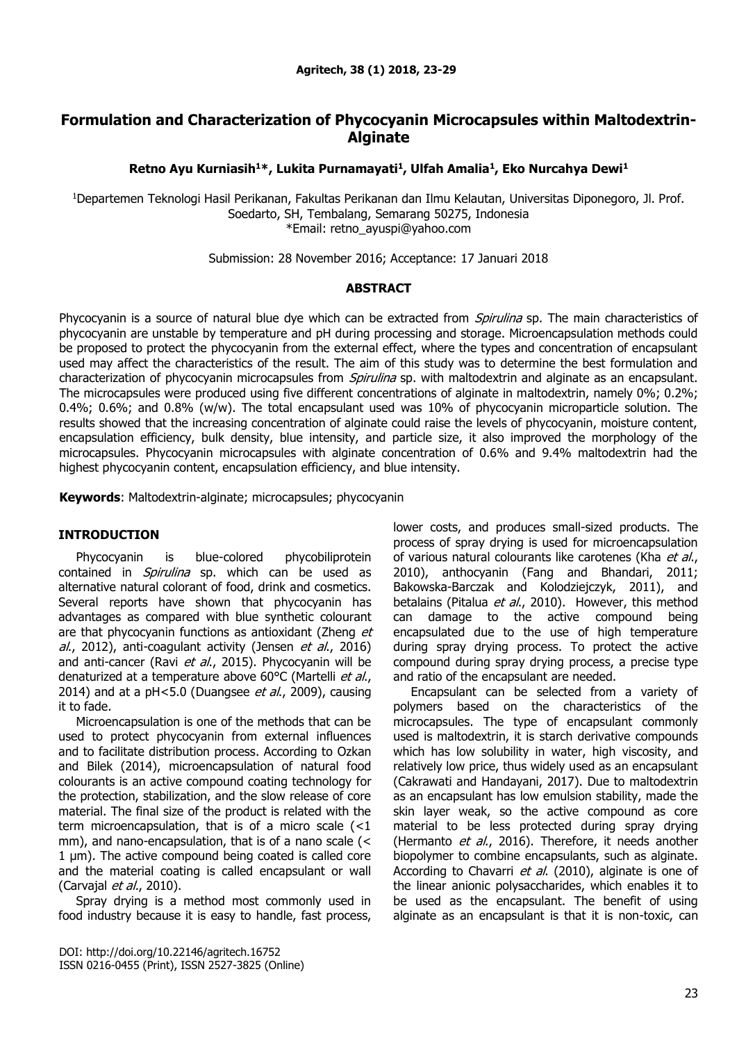# Formulation and Characterization of Phycocyanin Microcapsules within Maltodextrin-Alginate

**Retno Ayu Kurniasih[1]*, Lukita Purnamayati[1], Ulfah Amalia[1], Eko Nurcahya Dewi[1]**

[1]Departemen Teknologi Hasil Perikanan, Fakultas Perikanan dan Ilmu Kelautan, Universitas Diponegoro, Jl. Prof. Soedarto, SH, Tembalang, Semarang 50275, Indonesia
*Email: retno_ayuspi@yahoo.com

Submission: 28 November 2016; Acceptance: 17 Januari 2018

## ABSTRACT

Phycocyanin is a source of natural blue dye which can be extracted from *Spirulina* sp. The main characteristics of phycocyanin are unstable by temperature and pH during processing and storage. Microencapsulation methods could be proposed to protect the phycocyanin from the external effect, where the types and concentration of encapsulant used may affect the characteristics of the result. The aim of this study was to determine the best formulation and characterization of phycocyanin microcapsules from *Spirulina* sp. with maltodextrin and alginate as an encapsulant. The microcapsules were produced using five different concentrations of alginate in maltodextrin, namely 0%; 0.2%; 0.4%; 0.6%; and 0.8% (w/w). The total encapsulant used was 10% of phycocyanin microparticle solution. The results showed that the increasing concentration of alginate could raise the levels of phycocyanin, moisture content, encapsulation efficiency, bulk density, blue intensity, and particle size, it also improved the morphology of the microcapsules. Phycocyanin microcapsules with alginate concentration of 0.6% and 9.4% maltodextrin had the highest phycocyanin content, encapsulation efficiency, and blue intensity.

**Keywords**: Maltodextrin-alginate; microcapsules; phycocyanin

## INTRODUCTION

Phycocyanin is blue-colored phycobiliprotein contained in *Spirulina* sp. which can be used as alternative natural colorant of food, drink and cosmetics. Several reports have shown that phycocyanin has advantages as compared with blue synthetic colourant are that phycocyanin functions as antioxidant (Zheng *et al*., 2012), anti-coagulant activity (Jensen *et al*., 2016) and anti-cancer (Ravi *et al*., 2015). Phycocyanin will be denaturized at a temperature above 60°C (Martelli *et al*., 2014) and at a pH<5.0 (Duangsee *et al*., 2009), causing it to fade.

Microencapsulation is one of the methods that can be used to protect phycocyanin from external influences and to facilitate distribution process. According to Ozkan and Bilek (2014), microencapsulation of natural food colourants is an active compound coating technology for the protection, stabilization, and the slow release of core material. The final size of the product is related with the term microencapsulation, that is of a micro scale (<1 mm), and nano-encapsulation, that is of a nano scale (< 1 µm). The active compound being coated is called core and the material coating is called encapsulant or wall (Carvajal *et al*., 2010).

Spray drying is a method most commonly used in food industry because it is easy to handle, fast process, lower costs, and produces small-sized products. The process of spray drying is used for microencapsulation of various natural colourants like carotenes (Kha *et al*., 2010), anthocyanin (Fang and Bhandari, 2011; Bakowska-Barczak and Kolodziejczyk, 2011), and betalains (Pitalua *et al*., 2010). However, this method can damage to the active compound being encapsulated due to the use of high temperature during spray drying process. To protect the active compound during spray drying process, a precise type and ratio of the encapsulant are needed.

Encapsulant can be selected from a variety of polymers based on the characteristics of the microcapsules. The type of encapsulant commonly used is maltodextrin, it is starch derivative compounds which has low solubility in water, high viscosity, and relatively low price, thus widely used as an encapsulant (Cakrawati and Handayani, 2017). Due to maltodextrin as an encapsulant has low emulsion stability, made the skin layer weak, so the active compound as core material to be less protected during spray drying (Hermanto *et al*., 2016). Therefore, it needs another biopolymer to combine encapsulants, such as alginate. According to Chavarri *et al*. (2010), alginate is one of the linear anionic polysaccharides, which enables it to be used as the encapsulant. The benefit of using alginate as an encapsulant is that it is non-toxic, can

DOI: http://doi.org/10.22146/agritech.16752
ISSN 0216-0455 (Print), ISSN 2527-3825 (Online)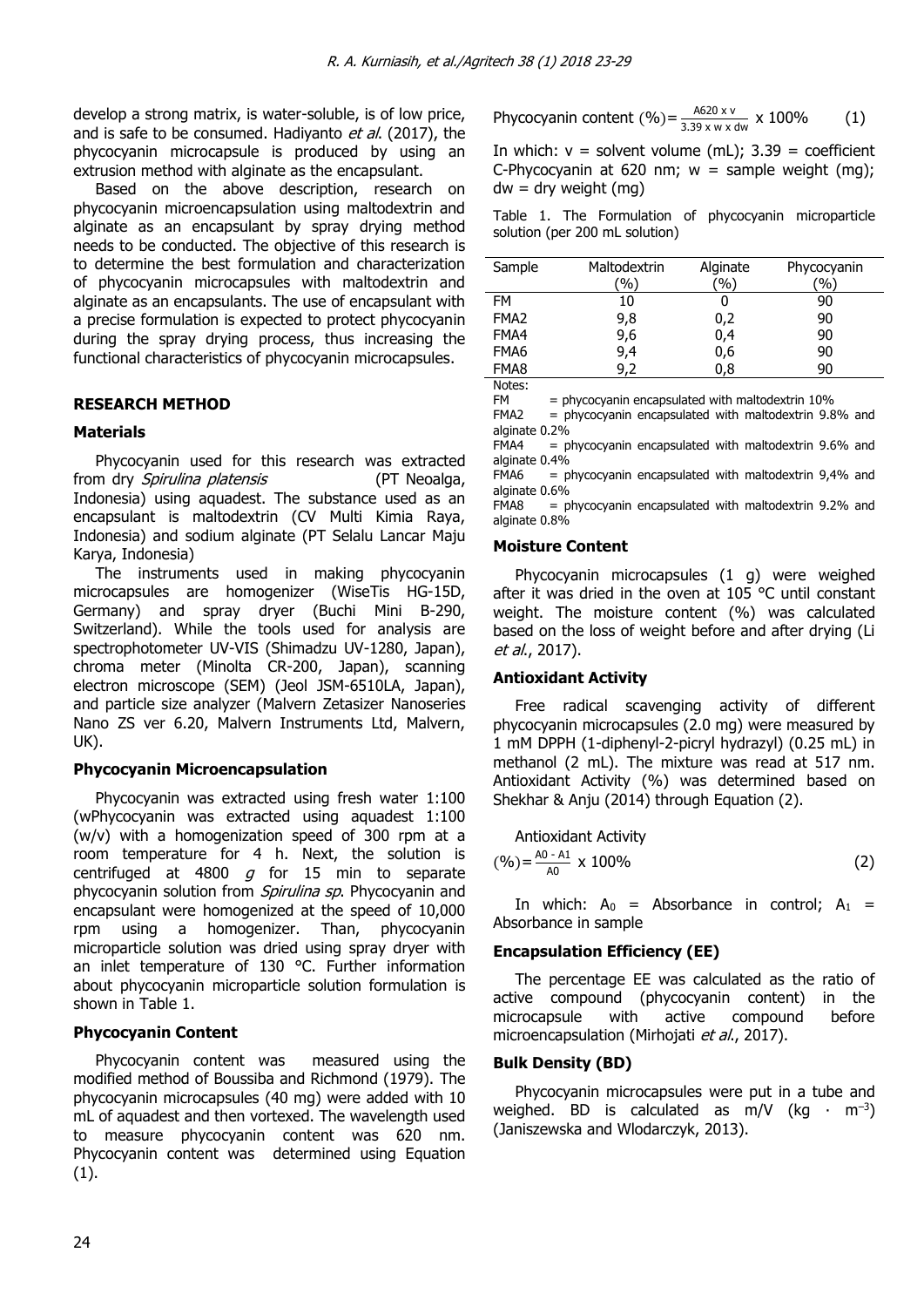develop a strong matrix, is water-soluble, is of low price, and is safe to be consumed. Hadiyanto *et al*. (2017), the phycocyanin microcapsule is produced by using an extrusion method with alginate as the encapsulant.

Based on the above description, research on phycocyanin microencapsulation using maltodextrin and alginate as an encapsulant by spray drying method needs to be conducted. The objective of this research is to determine the best formulation and characterization of phycocyanin microcapsules with maltodextrin and alginate as an encapsulants. The use of encapsulant with a precise formulation is expected to protect phycocyanin during the spray drying process, thus increasing the functional characteristics of phycocyanin microcapsules.

## RESEARCH METHOD

### Materials

Phycocyanin used for this research was extracted from dry *Spirulina platensis* (PT Neoalga, Indonesia) using aquadest. The substance used as an encapsulant is maltodextrin (CV Multi Kimia Raya, Indonesia) and sodium alginate (PT Selalu Lancar Maju Karya, Indonesia)

The instruments used in making phycocyanin microcapsules are homogenizer (WiseTis HG-15D, Germany) and spray dryer (Buchi Mini B-290, Switzerland). While the tools used for analysis are spectrophotometer UV-VIS (Shimadzu UV-1280, Japan), chroma meter (Minolta CR-200, Japan), scanning electron microscope (SEM) (Jeol JSM-6510LA, Japan), and particle size analyzer (Malvern Zetasizer Nanoseries Nano ZS ver 6.20, Malvern Instruments Ltd, Malvern, UK).

### Phycocyanin Microencapsulation

Phycocyanin was extracted using fresh water 1:100 (wPhycocyanin was extracted using aquadest 1:100 (w/v) with a homogenization speed of 300 rpm at a room temperature for 4 h. Next, the solution is centrifuged at 4800 *g* for 15 min to separate phycocyanin solution from *Spirulina sp*. Phycocyanin and encapsulant were homogenized at the speed of 10,000 rpm using a homogenizer. Than, phycocyanin microparticle solution was dried using spray dryer with an inlet temperature of 130 °C. Further information about phycocyanin microparticle solution formulation is shown in Table 1.

### Phycocyanin Content

Phycocyanin content was measured using the modified method of Boussiba and Richmond (1979). The phycocyanin microcapsules (40 mg) were added with 10 mL of aquadest and then vortexed. The wavelength used to measure phycocyanin content was 620 nm. Phycocyanin content was determined using Equation (1).

$$\text{Phycocyanin content } (\%) = \frac{A620 \times v}{3.39 \times w \times dw} \times 100\% \qquad (1)$$

In which: v = solvent volume (mL); 3.39 = coefficient C-Phycocyanin at 620 nm; w = sample weight (mg); dw = dry weight (mg)

Table 1. The Formulation of phycocyanin microparticle solution (per 200 mL solution)

| Sample | Maltodextrin (%) | Alginate (%) | Phycocyanin (%) |
|---|---|---|---|
| FM | 10 | 0 | 90 |
| FMA2 | 9,8 | 0,2 | 90 |
| FMA4 | 9,6 | 0,4 | 90 |
| FMA6 | 9,4 | 0,6 | 90 |
| FMA8 | 9,2 | 0,8 | 90 |

Notes:
FM = phycocyanin encapsulated with maltodextrin 10%
FMA2 = phycocyanin encapsulated with maltodextrin 9.8% and alginate 0.2%
FMA4 = phycocyanin encapsulated with maltodextrin 9.6% and alginate 0.4%
FMA6 = phycocyanin encapsulated with maltodextrin 9,4% and alginate 0.6%
FMA8 = phycocyanin encapsulated with maltodextrin 9.2% and alginate 0.8%

### Moisture Content

Phycocyanin microcapsules (1 g) were weighed after it was dried in the oven at 105 °C until constant weight. The moisture content (%) was calculated based on the loss of weight before and after drying (Li *et al*., 2017).

### Antioxidant Activity

Free radical scavenging activity of different phycocyanin microcapsules (2.0 mg) were measured by 1 mM DPPH (1-diphenyl-2-picryl hydrazyl) (0.25 mL) in methanol (2 mL). The mixture was read at 517 nm. Antioxidant Activity (%) was determined based on Shekhar & Anju (2014) through Equation (2).

$$\text{Antioxidant Activity } (\%) = \frac{A0 - A1}{A0} \times 100\% \qquad (2)$$

In which: $A_0$ = Absorbance in control; $A_1$ = Absorbance in sample

### Encapsulation Efficiency (EE)

The percentage EE was calculated as the ratio of active compound (phycocyanin content) in the microcapsule with active compound before microencapsulation (Mirhojati *et al*., 2017).

### Bulk Density (BD)

Phycocyanin microcapsules were put in a tube and weighed. BD is calculated as m/V ($kg \cdot m^{-3}$) (Janiszewska and Wlodarczyk, 2013).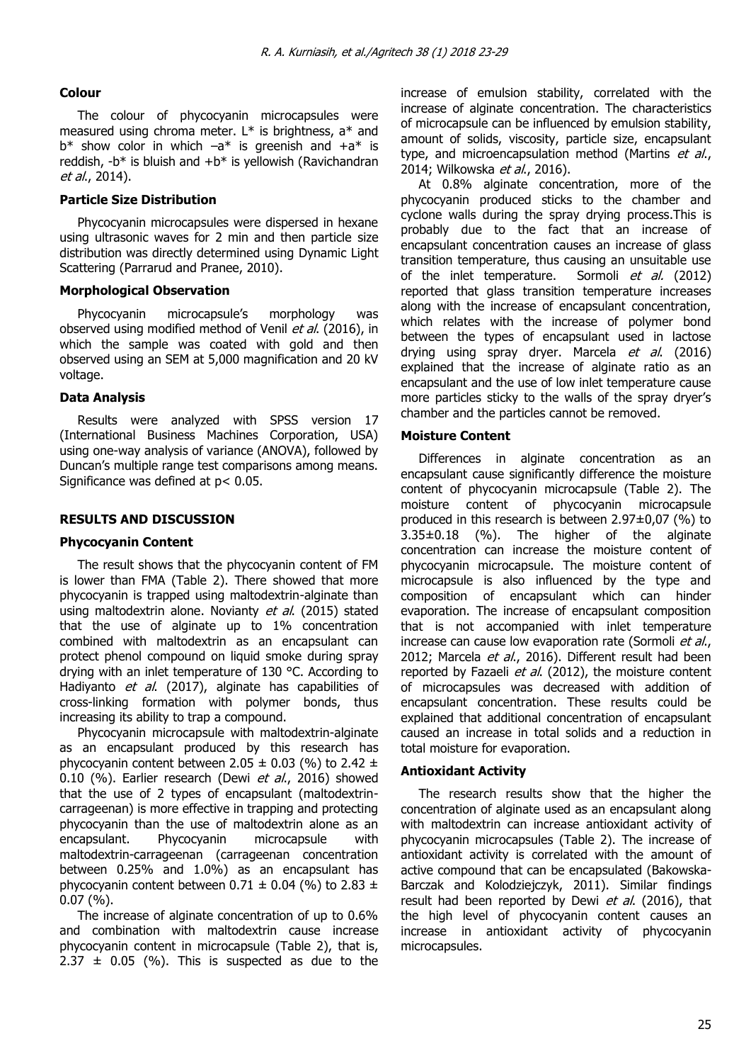### Colour

The colour of phycocyanin microcapsules were measured using chroma meter. L* is brightness, a* and b* show color in which –a* is greenish and +a* is reddish, -b* is bluish and +b* is yellowish (Ravichandran *et al.*, 2014).

### Particle Size Distribution

Phycocyanin microcapsules were dispersed in hexane using ultrasonic waves for 2 min and then particle size distribution was directly determined using Dynamic Light Scattering (Parrarud and Pranee, 2010).

### Morphological Observation

Phycocyanin microcapsule's morphology was observed using modified method of Venil *et al*. (2016), in which the sample was coated with gold and then observed using an SEM at 5,000 magnification and 20 kV voltage.

### Data Analysis

Results were analyzed with SPSS version 17 (International Business Machines Corporation, USA) using one-way analysis of variance (ANOVA), followed by Duncan's multiple range test comparisons among means. Significance was defined at $p < 0.05$.

## RESULTS AND DISCUSSION

### Phycocyanin Content

The result shows that the phycocyanin content of FM is lower than FMA (Table 2). There showed that more phycocyanin is trapped using maltodextrin-alginate than using maltodextrin alone. Novianty *et al.* (2015) stated that the use of alginate up to 1% concentration combined with maltodextrin as an encapsulant can protect phenol compound on liquid smoke during spray drying with an inlet temperature of 130 °C. According to Hadiyanto *et al.* (2017), alginate has capabilities of cross-linking formation with polymer bonds, thus increasing its ability to trap a compound.

Phycocyanin microcapsule with maltodextrin-alginate as an encapsulant produced by this research has phycocyanin content between 2.05 ± 0.03 (%) to 2.42 ± 0.10 (%). Earlier research (Dewi *et al.*, 2016) showed that the use of 2 types of encapsulant (maltodextrin-carrageenan) is more effective in trapping and protecting phycocyanin than the use of maltodextrin alone as an encapsulant. Phycocyanin microcapsule with maltodextrin-carrageenan (carrageenan concentration between 0.25% and 1.0%) as an encapsulant has phycocyanin content between 0.71 ± 0.04 (%) to 2.83 ± 0.07 (%).

The increase of alginate concentration of up to 0.6% and combination with maltodextrin cause increase phycocyanin content in microcapsule (Table 2), that is, 2.37 ± 0.05 (%). This is suspected as due to the increase of emulsion stability, correlated with the increase of alginate concentration. The characteristics of microcapsule can be influenced by emulsion stability, amount of solids, viscosity, particle size, encapsulant type, and microencapsulation method (Martins *et al.*, 2014; Wilkowska *et al.*, 2016).

At 0.8% alginate concentration, more of the phycocyanin produced sticks to the chamber and cyclone walls during the spray drying process.This is probably due to the fact that an increase of encapsulant concentration causes an increase of glass transition temperature, thus causing an unsuitable use of the inlet temperature. Sormoli *et al.* (2012) reported that glass transition temperature increases along with the increase of encapsulant concentration, which relates with the increase of polymer bond between the types of encapsulant used in lactose drying using spray dryer. Marcela *et al*. (2016) explained that the increase of alginate ratio as an encapsulant and the use of low inlet temperature cause more particles sticky to the walls of the spray dryer's chamber and the particles cannot be removed.

### Moisture Content

Differences in alginate concentration as an encapsulant cause significantly difference the moisture content of phycocyanin microcapsule (Table 2). The moisture content of phycocyanin microcapsule produced in this research is between 2.97±0,07 (%) to 3.35±0.18 (%). The higher of the alginate concentration can increase the moisture content of phycocyanin microcapsule. The moisture content of microcapsule is also influenced by the type and composition of encapsulant which can hinder evaporation. The increase of encapsulant composition that is not accompanied with inlet temperature increase can cause low evaporation rate (Sormoli *et al.*, 2012; Marcela *et al.*, 2016). Different result had been reported by Fazaeli *et al*. (2012), the moisture content of microcapsules was decreased with addition of encapsulant concentration. These results could be explained that additional concentration of encapsulant caused an increase in total solids and a reduction in total moisture for evaporation.

### Antioxidant Activity

The research results show that the higher the concentration of alginate used as an encapsulant along with maltodextrin can increase antioxidant activity of phycocyanin microcapsules (Table 2). The increase of antioxidant activity is correlated with the amount of active compound that can be encapsulated (Bakowska-Barczak and Kolodziejczyk, 2011). Similar findings result had been reported by Dewi *et al.* (2016), that the high level of phycocyanin content causes an increase in antioxidant activity of phycocyanin microcapsules.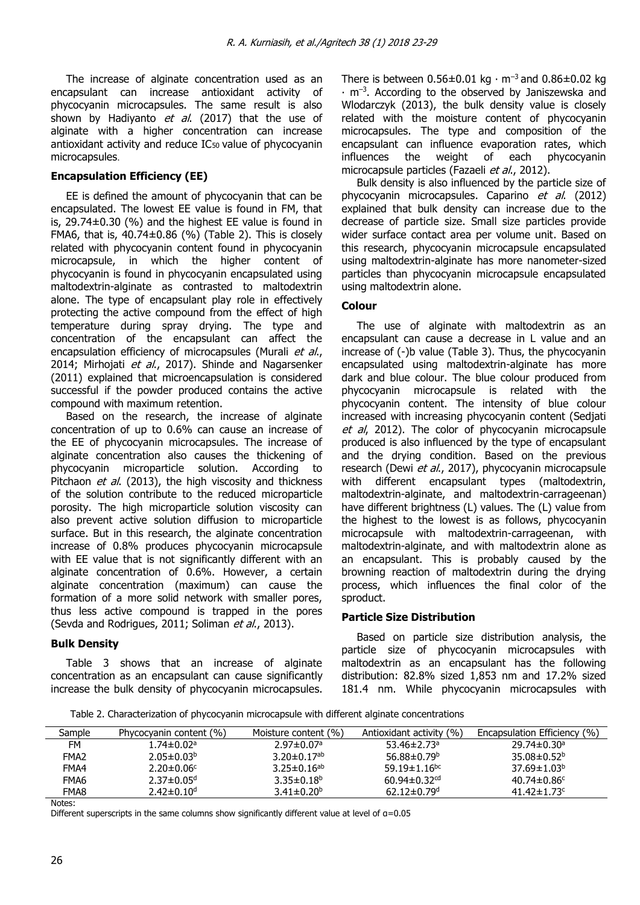The increase of alginate concentration used as an encapsulant can increase antioxidant activity of phycocyanin microcapsules. The same result is also shown by Hadiyanto *et al.* (2017) that the use of alginate with a higher concentration can increase antioxidant activity and reduce $IC_{50}$ value of phycocyanin microcapsules.

### Encapsulation Efficiency (EE)

EE is defined the amount of phycocyanin that can be encapsulated. The lowest EE value is found in FM, that is, 29.74±0.30 (%) and the highest EE value is found in FMA6, that is, 40.74±0.86 (%) (Table 2). This is closely related with phycocyanin content found in phycocyanin microcapsule, in which the higher content of phycocyanin is found in phycocyanin encapsulated using maltodextrin-alginate as contrasted to maltodextrin alone. The type of encapsulant play role in effectively protecting the active compound from the effect of high temperature during spray drying. The type and concentration of the encapsulant can affect the encapsulation efficiency of microcapsules (Murali *et al.*, 2014; Mirhojati *et al.*, 2017). Shinde and Nagarsenker (2011) explained that microencapsulation is considered successful if the powder produced contains the active compound with maximum retention.

Based on the research, the increase of alginate concentration of up to 0.6% can cause an increase of the EE of phycocyanin microcapsules. The increase of alginate concentration also causes the thickening of phycocyanin microparticle solution. According to Pitchaon *et al.* (2013), the high viscosity and thickness of the solution contribute to the reduced microparticle porosity. The high microparticle solution viscosity can also prevent active solution diffusion to microparticle surface. But in this research, the alginate concentration increase of 0.8% produces phycocyanin microcapsule with EE value that is not significantly different with an alginate concentration of 0.6%. However, a certain alginate concentration (maximum) can cause the formation of a more solid network with smaller pores, thus less active compound is trapped in the pores (Sevda and Rodrigues, 2011; Soliman *et al.*, 2013).

### Bulk Density

Table 3 shows that an increase of alginate concentration as an encapsulant can cause significantly increase the bulk density of phycocyanin microcapsules. There is between 0.56±0.01 kg · $m^{-3}$ and 0.86±0.02 kg · $m^{-3}$. According to the observed by Janiszewska and Wlodarczyk (2013), the bulk density value is closely related with the moisture content of phycocyanin microcapsules. The type and composition of the encapsulant can influence evaporation rates, which influences the weight of each phycocyanin microcapsule particles (Fazaeli *et al.*, 2012).

Bulk density is also influenced by the particle size of phycocyanin microcapsules. Caparino *et al.* (2012) explained that bulk density can increase due to the decrease of particle size. Small size particles provide wider surface contact area per volume unit. Based on this research, phycocyanin microcapsule encapsulated using maltodextrin-alginate has more nanometer-sized particles than phycocyanin microcapsule encapsulated using maltodextrin alone.

### Colour

The use of alginate with maltodextrin as an encapsulant can cause a decrease in L value and an increase of (-)b value (Table 3). Thus, the phycocyanin encapsulated using maltodextrin-alginate has more dark and blue colour. The blue colour produced from phycocyanin microcapsule is related with the phycocyanin content. The intensity of blue colour increased with increasing phycocyanin content (Sedjati *et al*, 2012). The color of phycocyanin microcapsule produced is also influenced by the type of encapsulant and the drying condition. Based on the previous research (Dewi *et al.*, 2017), phycocyanin microcapsule with different encapsulant types (maltodextrin, maltodextrin-alginate, and maltodextrin-carrageenan) have different brightness (L) values. The (L) value from the highest to the lowest is as follows, phycocyanin microcapsule with maltodextrin-carrageenan, with maltodextrin-alginate, and with maltodextrin alone as an encapsulant. This is probably caused by the browning reaction of maltodextrin during the drying process, which influences the final color of the sproduct.

### Particle Size Distribution

Based on particle size distribution analysis, the particle size of phycocyanin microcapsules with maltodextrin as an encapsulant has the following distribution: 82.8% sized 1,853 nm and 17.2% sized 181.4 nm. While phycocyanin microcapsules with

Table 2. Characterization of phycocyanin microcapsule with different alginate concentrations

| Sample | Phycocyanin content (%) | Moisture content (%) | Antioxidant activity (%) | Encapsulation Efficiency (%) |
|---|---|---|---|---|
| FM | 1.74±0.02$^{a}$ | 2.97±0.07$^{a}$ | 53.46±2.73$^{a}$ | 29.74±0.30$^{a}$ |
| FMA2 | 2.05±0.03$^{b}$ | 3.20±0.17$^{ab}$ | 56.88±0.79$^{b}$ | 35.08±0.52$^{b}$ |
| FMA4 | 2.20±0.06$^{c}$ | 3.25±0.16$^{ab}$ | 59.19±1.16$^{bc}$ | 37.69±1.03$^{b}$ |
| FMA6 | 2.37±0.05$^{d}$ | 3.35±0.18$^{b}$ | 60.94±0.32$^{cd}$ | 40.74±0.86$^{c}$ |
| FMA8 | 2.42±0.10$^{d}$ | 3.41±0.20$^{b}$ | 62.12±0.79$^{d}$ | 41.42±1.73$^{c}$ |

Notes:
Different superscripts in the same columns show significantly different value at level of $\alpha$=0.05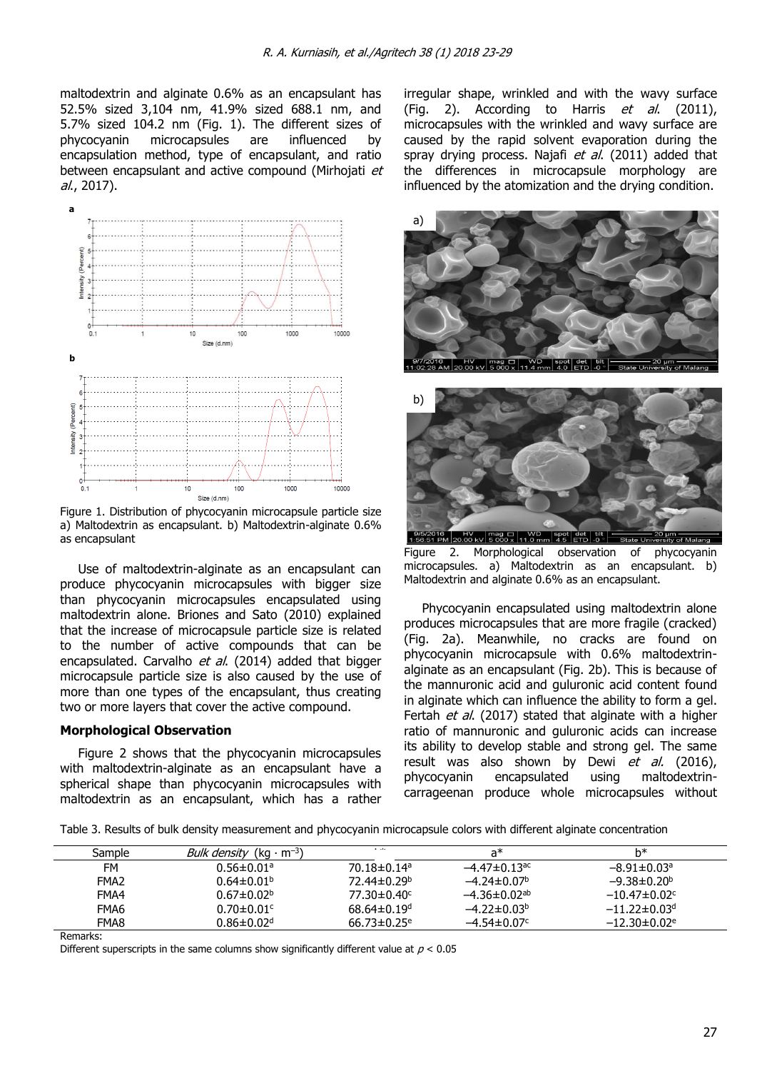maltodextrin and alginate 0.6% as an encapsulant has 52.5% sized 3,104 nm, 41.9% sized 688.1 nm, and 5.7% sized 104.2 nm (Fig. 1). The different sizes of phycocyanin microcapsules are influenced by encapsulation method, type of encapsulant, and ratio between encapsulant and active compound (Mirhojati *et al.*, 2017).

Figure 1. Distribution of phycocyanin microcapsule particle size a) Maltodextrin as encapsulant. b) Maltodextrin-alginate 0.6% as encapsulant

Use of maltodextrin-alginate as an encapsulant can produce phycocyanin microcapsules with bigger size than phycocyanin microcapsules encapsulated using maltodextrin alone. Briones and Sato (2010) explained that the increase of microcapsule particle size is related to the number of active compounds that can be encapsulated. Carvalho *et al.* (2014) added that bigger microcapsule particle size is also caused by the use of more than one types of the encapsulant, thus creating two or more layers that cover the active compound.

**Morphological Observation**

Figure 2 shows that the phycocyanin microcapsules with maltodextrin-alginate as an encapsulant have a spherical shape than phycocyanin microcapsules with maltodextrin as an encapsulant, which has a rather irregular shape, wrinkled and with the wavy surface (Fig. 2). According to Harris *et al.* (2011), microcapsules with the wrinkled and wavy surface are caused by the rapid solvent evaporation during the spray drying process. Najafi *et al.* (2011) added that the differences in microcapsule morphology are influenced by the atomization and the drying condition.

Figure 2. Morphological observation of phycocyanin microcapsules. a) Maltodextrin as an encapsulant. b) Maltodextrin and alginate 0.6% as an encapsulant.

Phycocyanin encapsulated using maltodextrin alone produces microcapsules that are more fragile (cracked) (Fig. 2a). Meanwhile, no cracks are found on phycocyanin microcapsule with 0.6% maltodextrin-alginate as an encapsulant (Fig. 2b). This is because of the mannuronic acid and guluronic acid content found in alginate which can influence the ability to form a gel. Fertah *et al.* (2017) stated that alginate with a higher ratio of mannuronic and guluronic acids can increase its ability to develop stable and strong gel. The same result was also shown by Dewi *et al.* (2016), phycocyanin encapsulated using maltodextrin-carrageenan produce whole microcapsules without

Table 3. Results of bulk density measurement and phycocyanin microcapsule colors with different alginate concentration

| Sample | *Bulk density* ($kg \cdot m^{-3}$) | L* | a* | b* |
|---|---|---|---|---|
| FM | $0.56{\pm}0.01^{a}$ | $70.18{\pm}0.14^{a}$ | $-4.47{\pm}0.13^{ac}$ | $-8.91{\pm}0.03^{a}$ |
| FMA2 | $0.64{\pm}0.01^{b}$ | $72.44{\pm}0.29^{b}$ | $-4.24{\pm}0.07^{b}$ | $-9.38{\pm}0.20^{b}$ |
| FMA4 | $0.67{\pm}0.02^{b}$ | $77.30{\pm}0.40^{c}$ | $-4.36{\pm}0.02^{ab}$ | $-10.47{\pm}0.02^{c}$ |
| FMA6 | $0.70{\pm}0.01^{c}$ | $68.64{\pm}0.19^{d}$ | $-4.22{\pm}0.03^{b}$ | $-11.22{\pm}0.03^{d}$ |
| FMA8 | $0.86{\pm}0.02^{d}$ | $66.73{\pm}0.25^{e}$ | $-4.54{\pm}0.07^{c}$ | $-12.30{\pm}0.02^{e}$ |

Remarks:
Different superscripts in the same columns show significantly different value at $p < 0.05$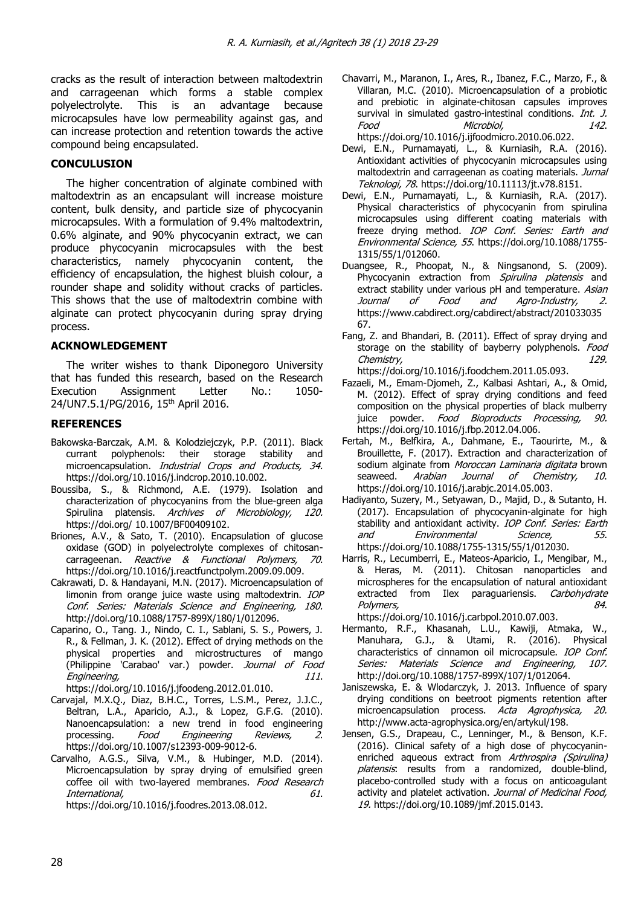cracks as the result of interaction between maltodextrin and carrageenan which forms a stable complex polyelectrolyte. This is an advantage because microcapsules have low permeability against gas, and can increase protection and retention towards the active compound being encapsulated.

## CONCULUSION

The higher concentration of alginate combined with maltodextrin as an encapsulant will increase moisture content, bulk density, and particle size of phycocyanin microcapsules. With a formulation of 9.4% maltodextrin, 0.6% alginate, and 90% phycocyanin extract, we can produce phycocyanin microcapsules with the best characteristics, namely phycocyanin content, the efficiency of encapsulation, the highest bluish colour, a rounder shape and solidity without cracks of particles. This shows that the use of maltodextrin combine with alginate can protect phycocyanin during spray drying process.

## ACKNOWLEDGEMENT

The writer wishes to thank Diponegoro University that has funded this research, based on the Research Execution Assignment Letter No.: 1050-24/UN7.5.1/PG/2016, 15th April 2016.

## REFERENCES

Bakowska-Barczak, A.M. & Kolodziejczyk, P.P. (2011). Black currant polyphenols: their storage stability and microencapsulation. *Industrial Crops and Products, 34.* https://doi.org/10.1016/j.indcrop.2010.10.002.

Boussiba, S., & Richmond, A.E. (1979). Isolation and characterization of phycocyanins from the blue-green alga Spirulina platensis. *Archives of Microbiology, 120.* https://doi.org/ 10.1007/BF00409102.

Briones, A.V., & Sato, T. (2010). Encapsulation of glucose oxidase (GOD) in polyelectrolyte complexes of chitosan-carrageenan. *Reactive & Functional Polymers, 70.* https://doi.org/10.1016/j.reactfunctpolym.2009.09.009.

Cakrawati, D. & Handayani, M.N. (2017). Microencapsulation of limonin from orange juice waste using maltodextrin. *IOP Conf. Series: Materials Science and Engineering, 180.* http://doi.org/10.1088/1757-899X/180/1/012096.

Caparino, O., Tang. J., Nindo, C. I., Sablani, S. S., Powers, J. R., & Fellman, J. K. (2012). Effect of drying methods on the physical properties and microstructures of mango (Philippine 'Carabao' var.) powder. *Journal of Food Engineering, 111.* https://doi.org/10.1016/j.jfoodeng.2012.01.010.

Carvajal, M.X.Q., Diaz, B.H.C., Torres, L.S.M., Perez, J.J.C., Beltran, L.A., Aparicio, A.J., & Lopez, G.F.G. (2010). Nanoencapsulation: a new trend in food engineering processing. *Food Engineering Reviews, 2.* https://doi.org/10.1007/s12393-009-9012-6.

Carvalho, A.G.S., Silva, V.M., & Hubinger, M.D. (2014). Microencapsulation by spray drying of emulsified green coffee oil with two-layered membranes. *Food Research International, 61.* https://doi.org/10.1016/j.foodres.2013.08.012.

Chavarri, M., Maranon, I., Ares, R., Ibanez, F.C., Marzo, F., & Villaran, M.C. (2010). Microencapsulation of a probiotic and prebiotic in alginate-chitosan capsules improves survival in simulated gastro-intestinal conditions. *Int. J. Food Microbiol, 142.* https://doi.org/10.1016/j.ijfoodmicro.2010.06.022.

Dewi, E.N., Purnamayati, L., & Kurniasih, R.A. (2016). Antioxidant activities of phycocyanin microcapsules using maltodextrin and carrageenan as coating materials. *Jurnal Teknologi, 78.* https://doi.org/10.11113/jt.v78.8151.

Dewi, E.N., Purnamayati, L., & Kurniasih, R.A. (2017). Physical characteristics of phycocyanin from spirulina microcapsules using different coating materials with freeze drying method. *IOP Conf. Series: Earth and Environmental Science, 55.* https://doi.org/10.1088/1755-1315/55/1/012060.

Duangsee, R., Phoopat, N., & Ningsanond, S. (2009). Phycocyanin extraction from *Spirulina platensis* and extract stability under various pH and temperature. *Asian Journal of Food and Agro-Industry, 2.* https://www.cabdirect.org/cabdirect/abstract/20103303567.

Fang, Z. and Bhandari, B. (2011). Effect of spray drying and storage on the stability of bayberry polyphenols. *Food Chemistry, 129.* https://doi.org/10.1016/j.foodchem.2011.05.093.

Fazaeli, M., Emam-Djomeh, Z., Kalbasi Ashtari, A., & Omid, M. (2012). Effect of spray drying conditions and feed composition on the physical properties of black mulberry juice powder. *Food Bioproducts Processing, 90.* https://doi.org/10.1016/j.fbp.2012.04.006.

Fertah, M., Belfkira, A., Dahmane, E., Taourirte, M., & Brouillette, F. (2017). Extraction and characterization of sodium alginate from *Moroccan Laminaria digitata* brown seaweed. *Arabian Journal of Chemistry, 10.* https://doi.org/10.1016/j.arabjc.2014.05.003.

Hadiyanto, Suzery, M., Setyawan, D., Majid, D., & Sutanto, H. (2017). Encapsulation of phycocyanin-alginate for high stability and antioxidant activity. *IOP Conf. Series: Earth and Environmental Science, 55.* https://doi.org/10.1088/1755-1315/55/1/012030.

Harris, R., Lecumberri, E., Mateos-Aparicio, I., Mengibar, M., & Heras, M. (2011). Chitosan nanoparticles and microspheres for the encapsulation of natural antioxidant extracted from Ilex paraguariensis. *Carbohydrate Polymers, 84.* https://doi.org/10.1016/j.carbpol.2010.07.003.

Hermanto, R.F., Khasanah, L.U., Kawiji, Atmaka, W., Manuhara, G.J., & Utami, R. (2016). Physical characteristics of cinnamon oil microcapsule. *IOP Conf. Series: Materials Science and Engineering, 107.* http://doi.org/10.1088/1757-899X/107/1/012064.

Janiszewska, E. & Wlodarczyk, J. 2013. Influence of spary drying conditions on beetroot pigments retention after microencapsulation process. *Acta Agrophysica, 20.* http://www.acta-agrophysica.org/en/artykul/198.

Jensen, G.S., Drapeau, C., Lenninger, M., & Benson, K.F. (2016). Clinical safety of a high dose of phycocyanin-enriched aqueous extract from *Arthrospira (Spirulina) platensis*: results from a randomized, double-blind, placebo-controlled study with a focus on anticoagulant activity and platelet activation. *Journal of Medicinal Food, 19.* https://doi.org/10.1089/jmf.2015.0143.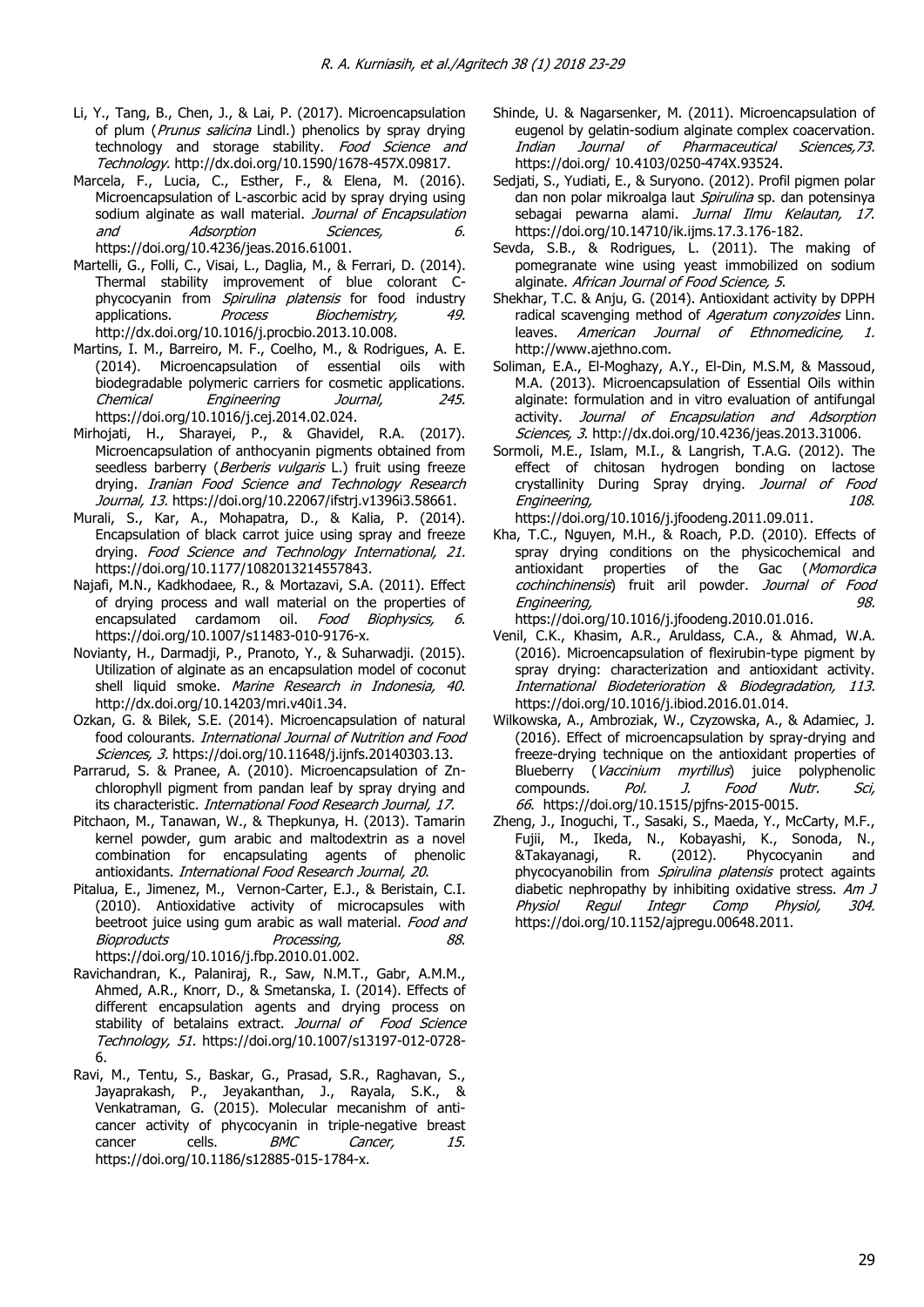Li, Y., Tang, B., Chen, J., & Lai, P. (2017). Microencapsulation of plum (*Prunus salicina* Lindl.) phenolics by spray drying technology and storage stability. *Food Science and Technology*. http://dx.doi.org/10.1590/1678-457X.09817.

Marcela, F., Lucia, C., Esther, F., & Elena, M. (2016). Microencapsulation of L-ascorbic acid by spray drying using sodium alginate as wall material. *Journal of Encapsulation and Adsorption Sciences, 6*. https://doi.org/10.4236/jeas.2016.61001.

Martelli, G., Folli, C., Visai, L., Daglia, M., & Ferrari, D. (2014). Thermal stability improvement of blue colorant C-phycocyanin from *Spirulina platensis* for food industry applications. *Process Biochemistry, 49*. http://dx.doi.org/10.1016/j.procbio.2013.10.008.

Martins, I. M., Barreiro, M. F., Coelho, M., & Rodrigues, A. E. (2014). Microencapsulation of essential oils with biodegradable polymeric carriers for cosmetic applications. *Chemical Engineering Journal, 245*. https://doi.org/10.1016/j.cej.2014.02.024.

Mirhojati, H., Sharayei, P., & Ghavidel, R.A. (2017). Microencapsulation of anthocyanin pigments obtained from seedless barberry (*Berberis vulgaris* L.) fruit using freeze drying. *Iranian Food Science and Technology Research Journal, 13*. https://doi.org/10.22067/ifstrj.v1396i3.58661.

Murali, S., Kar, A., Mohapatra, D., & Kalia, P. (2014). Encapsulation of black carrot juice using spray and freeze drying. *Food Science and Technology International, 21*. https://doi.org/10.1177/1082013214557843.

Najafi, M.N., Kadkhodaee, R., & Mortazavi, S.A. (2011). Effect of drying process and wall material on the properties of encapsulated cardamom oil. *Food Biophysics, 6*. https://doi.org/10.1007/s11483-010-9176-x.

Novianty, H., Darmadji, P., Pranoto, Y., & Suharwadji. (2015). Utilization of alginate as an encapsulation model of coconut shell liquid smoke. *Marine Research in Indonesia, 40*. http://dx.doi.org/10.14203/mri.v40i1.34.

Ozkan, G. & Bilek, S.E. (2014). Microencapsulation of natural food colourants. *International Journal of Nutrition and Food Sciences, 3*. https://doi.org/10.11648/j.ijnfs.20140303.13.

Parrarud, S. & Pranee, A. (2010). Microencapsulation of Zn-chlorophyll pigment from pandan leaf by spray drying and its characteristic. *International Food Research Journal, 17*.

Pitchaon, M., Tanawan, W., & Thepkunya, H. (2013). Tamarin kernel powder, gum arabic and maltodextrin as a novel combination for encapsulating agents of phenolic antioxidants. *International Food Research Journal, 20*.

Pitalua, E., Jimenez, M., Vernon-Carter, E.J., & Beristain, C.I. (2010). Antioxidative activity of microcapsules with beetroot juice using gum arabic as wall material. *Food and Bioproducts Processing, 88*. https://doi.org/10.1016/j.fbp.2010.01.002.

Ravichandran, K., Palaniraj, R., Saw, N.M.T., Gabr, A.M.M., Ahmed, A.R., Knorr, D., & Smetanska, I. (2014). Effects of different encapsulation agents and drying process on stability of betalains extract. *Journal of Food Science Technology, 51*. https://doi.org/10.1007/s13197-012-0728-6.

Ravi, M., Tentu, S., Baskar, G., Prasad, S.R., Raghavan, S., Jayaprakash, P., Jeyakanthan, J., Rayala, S.K., & Venkatraman, G. (2015). Molecular mecanishm of anti-cancer activity of phycocyanin in triple-negative breast cancer cells. *BMC Cancer, 15*. https://doi.org/10.1186/s12885-015-1784-x.

Shinde, U. & Nagarsenker, M. (2011). Microencapsulation of eugenol by gelatin-sodium alginate complex coacervation. *Indian Journal of Pharmaceutical Sciences,73*. https://doi.org/ 10.4103/0250-474X.93524.

Sedjati, S., Yudiati, E., & Suryono. (2012). Profil pigmen polar dan non polar mikroalga laut *Spirulina* sp. dan potensinya sebagai pewarna alami. *Jurnal Ilmu Kelautan, 17*. https://doi.org/10.14710/ik.ijms.17.3.176-182.

Sevda, S.B., & Rodrigues, L. (2011). The making of pomegranate wine using yeast immobilized on sodium alginate. *African Journal of Food Science, 5*.

Shekhar, T.C. & Anju, G. (2014). Antioxidant activity by DPPH radical scavenging method of *Ageratum conyzoides* Linn. leaves. *American Journal of Ethnomedicine, 1*. http://www.ajethno.com.

Soliman, E.A., El-Moghazy, A.Y., El-Din, M.S.M, & Massoud, M.A. (2013). Microencapsulation of Essential Oils within alginate: formulation and in vitro evaluation of antifungal activity. *Journal of Encapsulation and Adsorption Sciences, 3*. http://dx.doi.org/10.4236/jeas.2013.31006.

Sormoli, M.E., Islam, M.I., & Langrish, T.A.G. (2012). The effect of chitosan hydrogen bonding on lactose crystallinity During Spray drying. *Journal of Food Engineering, 108*. https://doi.org/10.1016/j.jfoodeng.2011.09.011.

Kha, T.C., Nguyen, M.H., & Roach, P.D. (2010). Effects of spray drying conditions on the physicochemical and antioxidant properties of the Gac (*Momordica cochinchinensis*) fruit aril powder. *Journal of Food Engineering, 98*. https://doi.org/10.1016/j.jfoodeng.2010.01.016.

Venil, C.K., Khasim, A.R., Aruldass, C.A., & Ahmad, W.A. (2016). Microencapsulation of flexirubin-type pigment by spray drying: characterization and antioxidant activity. *International Biodeterioration & Biodegradation, 113*. https://doi.org/10.1016/j.ibiod.2016.01.014.

Wilkowska, A., Ambroziak, W., Czyzowska, A., & Adamiec, J. (2016). Effect of microencapsulation by spray-drying and freeze-drying technique on the antioxidant properties of Blueberry (*Vaccinium myrtillus*) juice polyphenolic compounds. *Pol. J. Food Nutr. Sci, 66*. https://doi.org/10.1515/pjfns-2015-0015.

Zheng, J., Inoguchi, T., Sasaki, S., Maeda, Y., McCarty, M.F., Fujii, M., Ikeda, N., Kobayashi, K., Sonoda, N., &Takayanagi, R. (2012). Phycocyanin and phycocyanobilin from *Spirulina platensis* protect againts diabetic nephropathy by inhibiting oxidative stress. *Am J Physiol Regul Integr Comp Physiol, 304*. https://doi.org/10.1152/ajpregu.00648.2011.